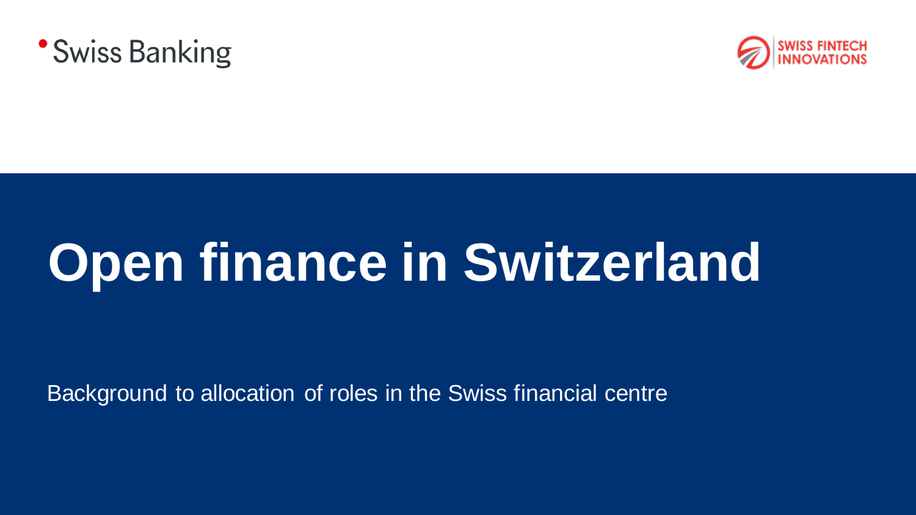Swiss Banking

SWISS FINTECH INNOVATIONS

# Open finance in Switzerland

Background to allocation of roles in the Swiss financial centre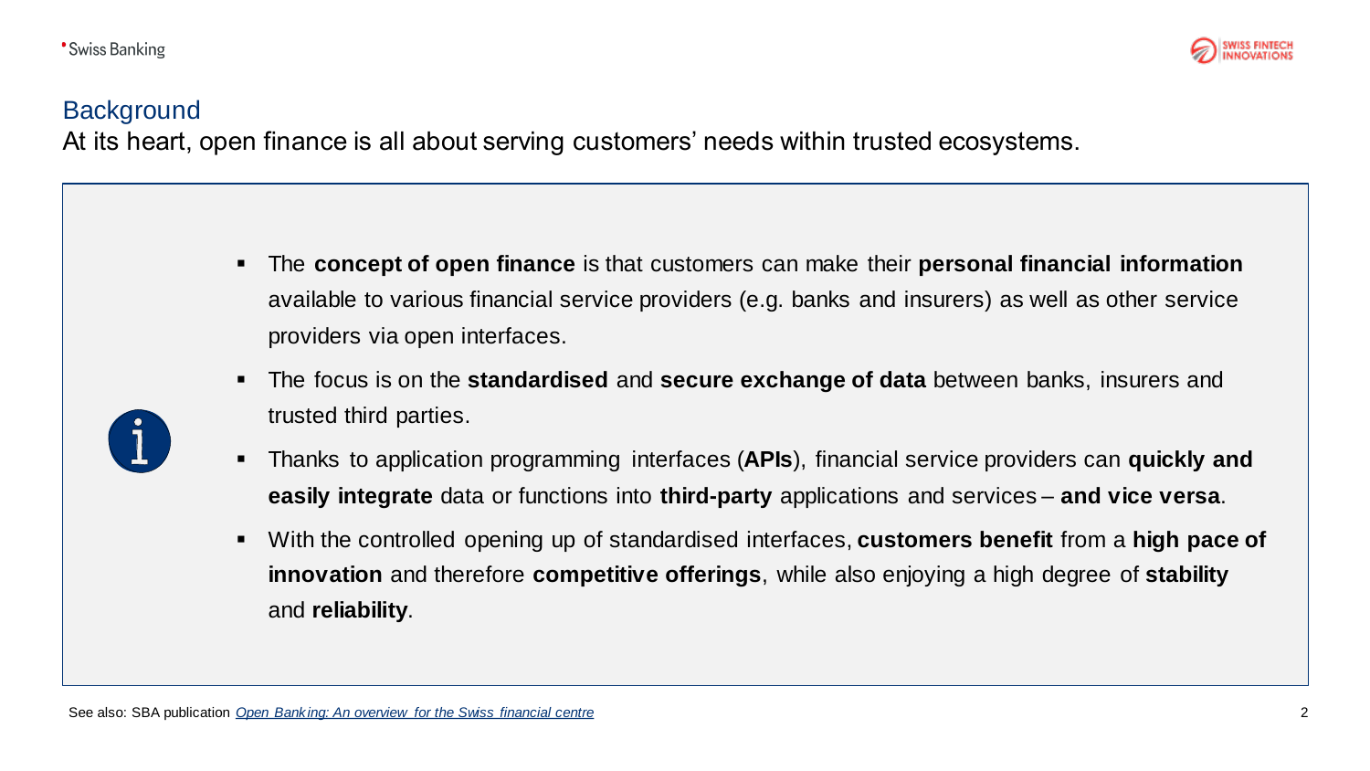## Background

At its heart, open finance is all about serving customers' needs within trusted ecosystems.

- The **concept of open finance** is that customers can make their **personal financial information** available to various financial service providers (e.g. banks and insurers) as well as other service providers via open interfaces.
- The focus is on the **standardised** and **secure exchange of data** between banks, insurers and trusted third parties.
- Thanks to application programming interfaces (**APIs**), financial service providers can **quickly and easily integrate** data or functions into **third-party** applications and services – **and vice versa**.
- With the controlled opening up of standardised interfaces, **customers benefit** from a **high pace of innovation** and therefore **competitive offerings**, while also enjoying a high degree of **stability** and **reliability**.

See also: SBA publication *Open Banking: An overview for the Swiss financial centre*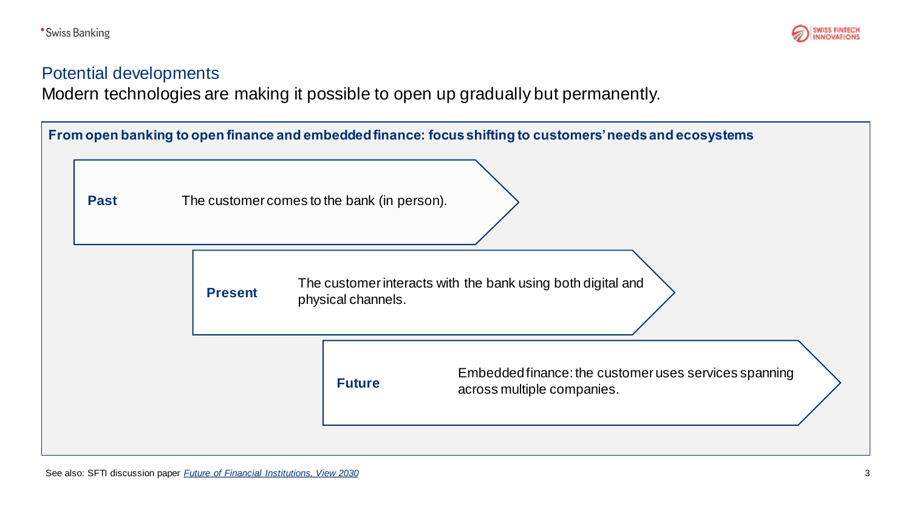## Potential developments

Modern technologies are making it possible to open up gradually but permanently.

**From open banking to open finance and embedded finance: focus shifting to customers' needs and ecosystems**

**Past** — The customer comes to the bank (in person).

**Present** — The customer interacts with the bank using both digital and physical channels.

**Future** — Embedded finance: the customer uses services spanning across multiple companies.

See also: SFTI discussion paper *Future of Financial Institutions, View 2030*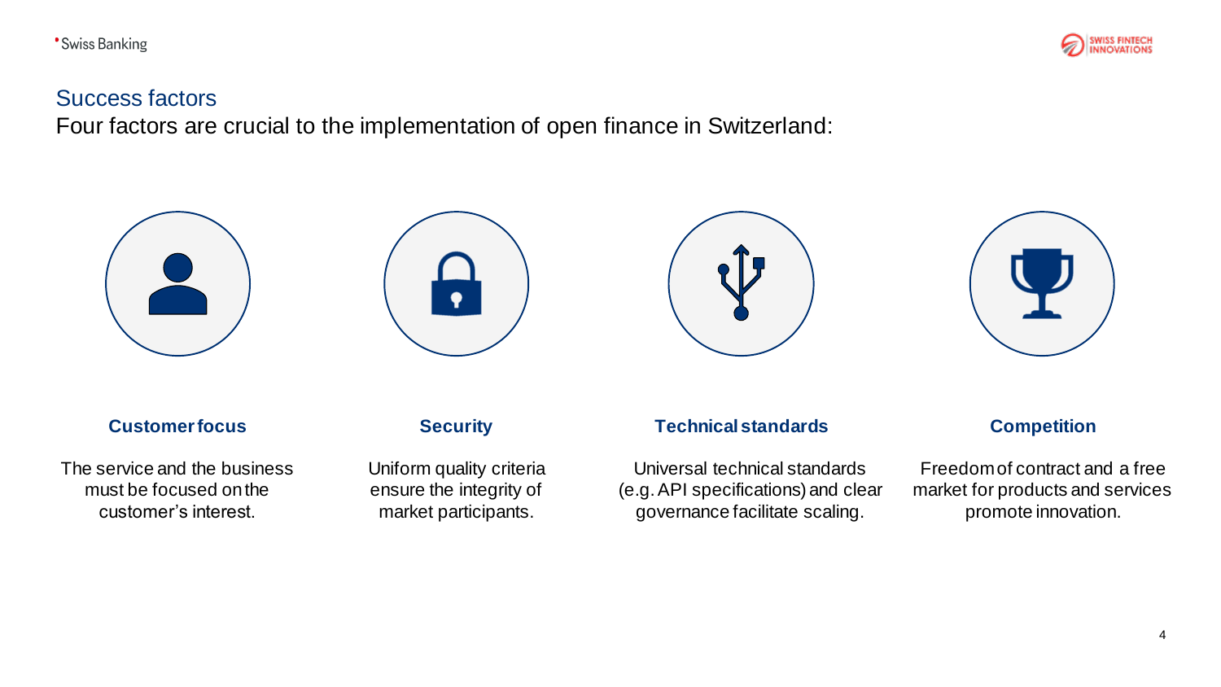## Success factors

Four factors are crucial to the implementation of open finance in Switzerland:

### Customer focus

The service and the business must be focused on the customer's interest.

### Security

Uniform quality criteria ensure the integrity of market participants.

### Technical standards

Universal technical standards (e.g. API specifications) and clear governance facilitate scaling.

### Competition

Freedom of contract and a free market for products and services promote innovation.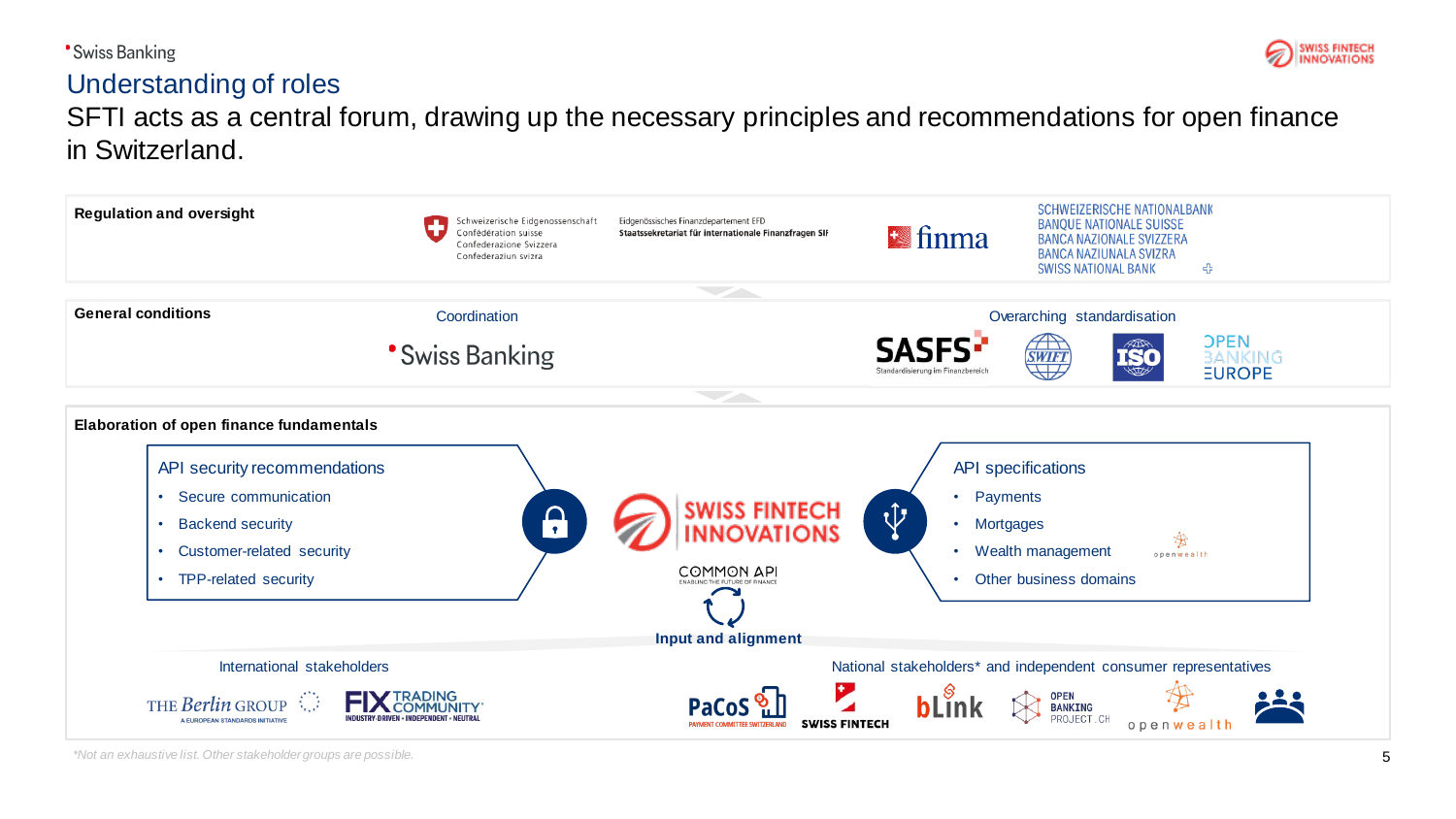## Understanding of roles

SFTI acts as a central forum, drawing up the necessary principles and recommendations for open finance in Switzerland.

**Regulation and oversight**

Schweizerische Eidgenossenschaft / Confédération suisse / Confederazione Svizzera / Confederaziun svizra

Eidgenössisches Finanzdepartement EFD / Staatssekretariat für internationale Finanzfragen SIF

finma

SCHWEIZERISCHE NATIONALBANK / BANQUE NATIONALE SUISSE / BANCA NAZIONALE SVIZZERA / BANCA NAZIUNALA SVIZRA / SWISS NATIONAL BANK

**General conditions**

Coordination: Swiss Banking

Overarching standardisation: SASFS (Standardisierung im Finanzbereich), SWIFT, ISO, Open Banking Europe

**Elaboration of open finance fundamentals**

API security recommendations
- Secure communication
- Backend security
- Customer-related security
- TPP-related security

SWISS FINTECH INNOVATIONS

COMMON API – ENABLING THE FUTURE OF FINANCE

API specifications
- Payments
- Mortgages
- Wealth management (openwealth)
- Other business domains

Input and alignment

International stakeholders: The Berlin Group (A European Standards Initiative), FIX Trading Community (Industry-driven • Independent • Neutral)

National stakeholders* and independent consumer representatives: PaCoS (Payment Committee Switzerland), Swiss Fintech, bLink, Open Banking Project.CH, openwealth

*Not an exhaustive list. Other stakeholder groups are possible.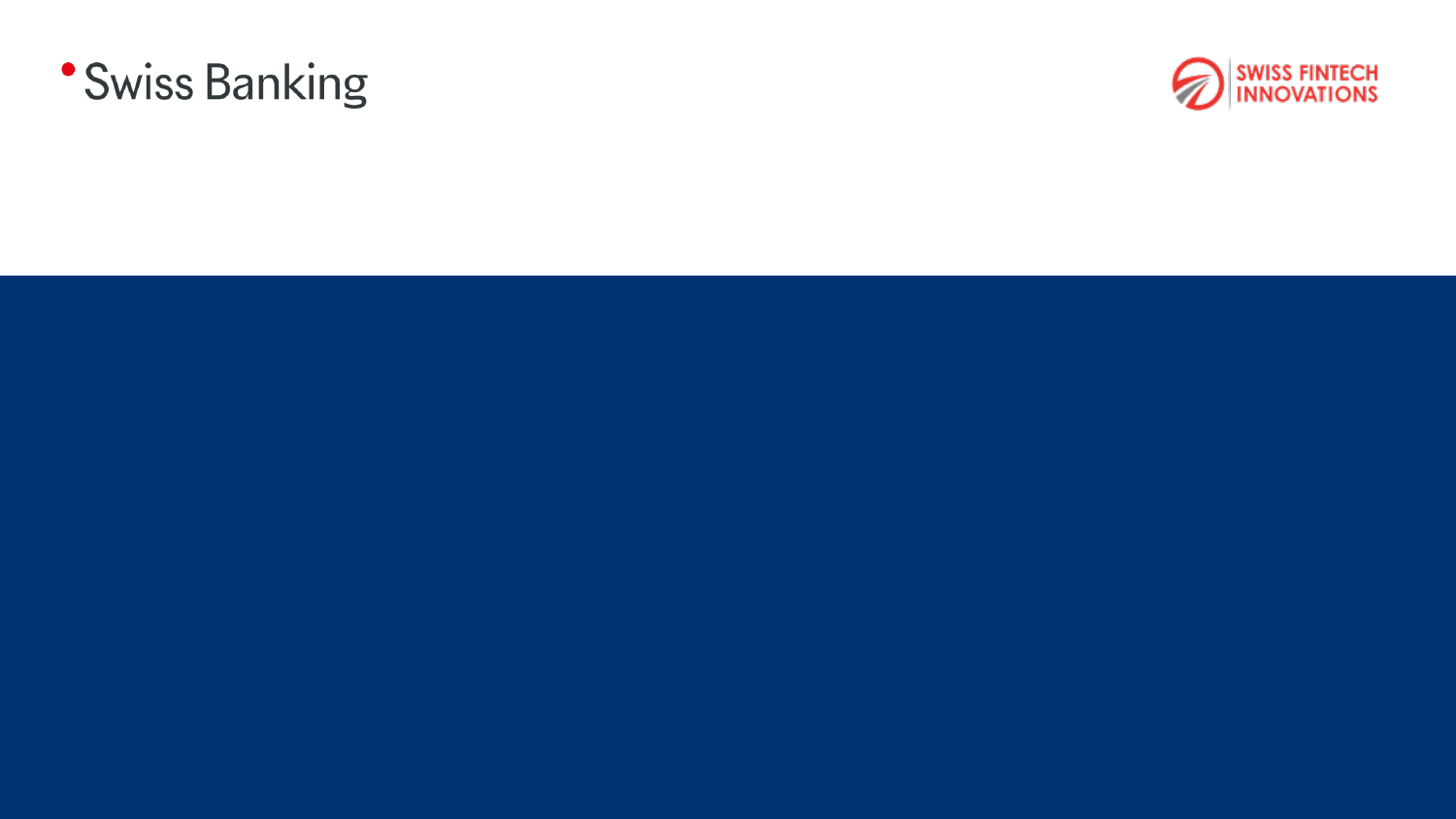Swiss Banking

SWISS FINTECH INNOVATIONS